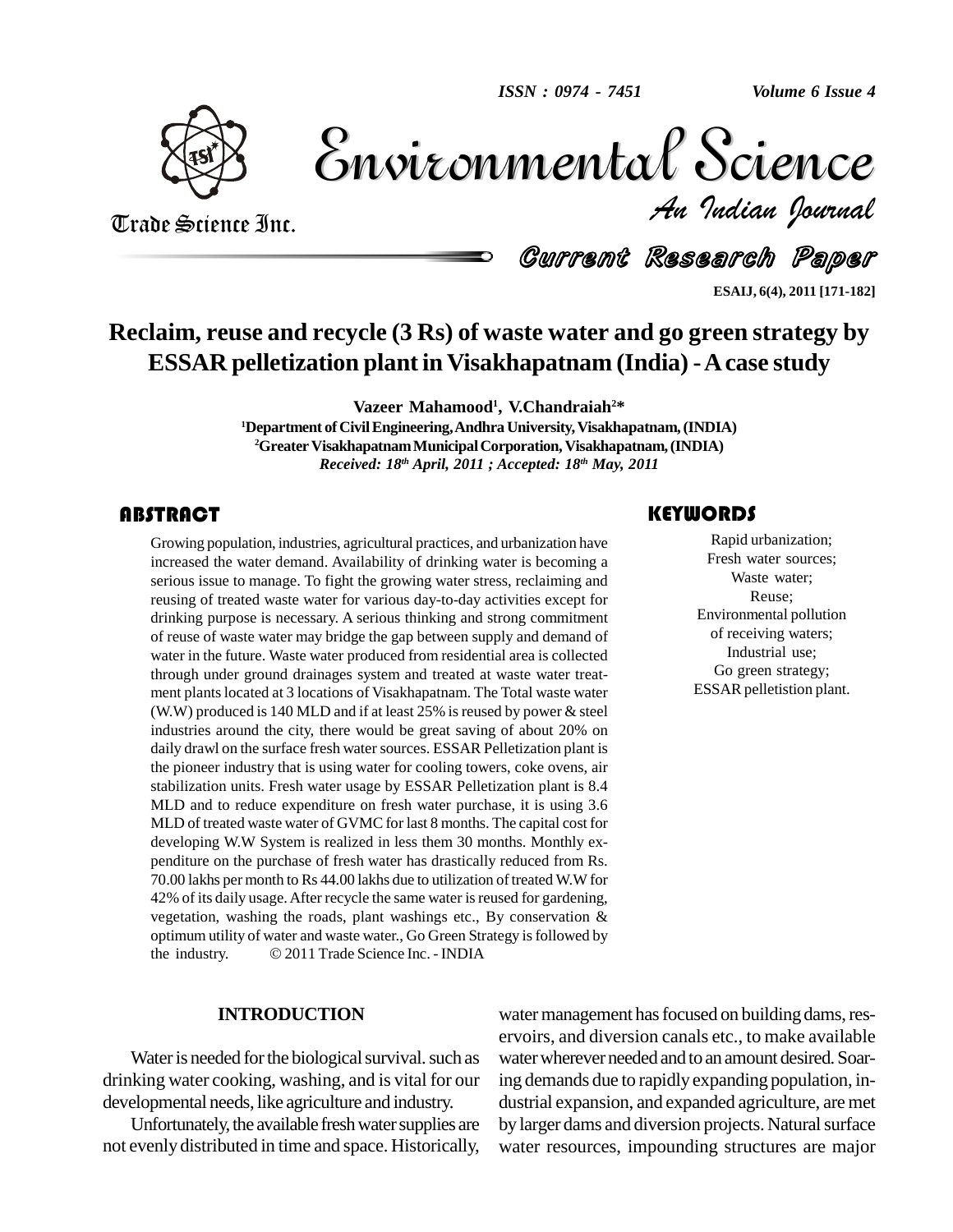# Reclaim, reuse and recycle (3 Rs) of waste water and go green strategy by ESSAR pelletization plant in Visakhapatnam (India) - A case study

**Vazeer Mahamood[1], V.Chandraiah[2]***

[1]Department of Civil Engineering, Andhra University, Visakhapatnam, (INDIA)
[2]Greater Visakhapatnam Municipal Corporation, Visakhapatnam, (INDIA)

*Received: 18th April, 2011 ; Accepted: 18th May, 2011*

## ABSTRACT

Growing population, industries, agricultural practices, and urbanization have increased the water demand. Availability of drinking water is becoming a serious issue to manage. To fight the growing water stress, reclaiming and reusing of treated waste water for various day-to-day activities except for drinking purpose is necessary. A serious thinking and strong commitment of reuse of waste water may bridge the gap between supply and demand of water in the future. Waste water produced from residential area is collected through under ground drainages system and treated at waste water treatment plants located at 3 locations of Visakhapatnam. The Total waste water (W.W) produced is 140 MLD and if at least 25% is reused by power & steel industries around the city, there would be great saving of about 20% on daily drawl on the surface fresh water sources. ESSAR Pelletization plant is the pioneer industry that is using water for cooling towers, coke ovens, air stabilization units. Fresh water usage by ESSAR Pelletization plant is 8.4 MLD and to reduce expenditure on fresh water purchase, it is using 3.6 MLD of treated waste water of GVMC for last 8 months. The capital cost for developing W.W System is realized in less them 30 months. Monthly expenditure on the purchase of fresh water has drastically reduced from Rs. 70.00 lakhs per month to Rs 44.00 lakhs due to utilization of treated W.W for 42% of its daily usage. After recycle the same water is reused for gardening, vegetation, washing the roads, plant washings etc., By conservation & optimum utility of water and waste water., Go Green Strategy is followed by the industry. © 2011 Trade Science Inc. - INDIA

## KEYWORDS

Rapid urbanization;
Fresh water sources;
Waste water;
Reuse;
Environmental pollution of receiving waters;
Industrial use;
Go green strategy;
ESSAR pelletistion plant.

## INTRODUCTION

Water is needed for the biological survival. such as drinking water cooking, washing, and is vital for our developmental needs, like agriculture and industry.

Unfortunately, the available fresh water supplies are not evenly distributed in time and space. Historically, water management has focused on building dams, reservoirs, and diversion canals etc., to make available water wherever needed and to an amount desired. Soaring demands due to rapidly expanding population, industrial expansion, and expanded agriculture, are met by larger dams and diversion projects. Natural surface water resources, impounding structures are major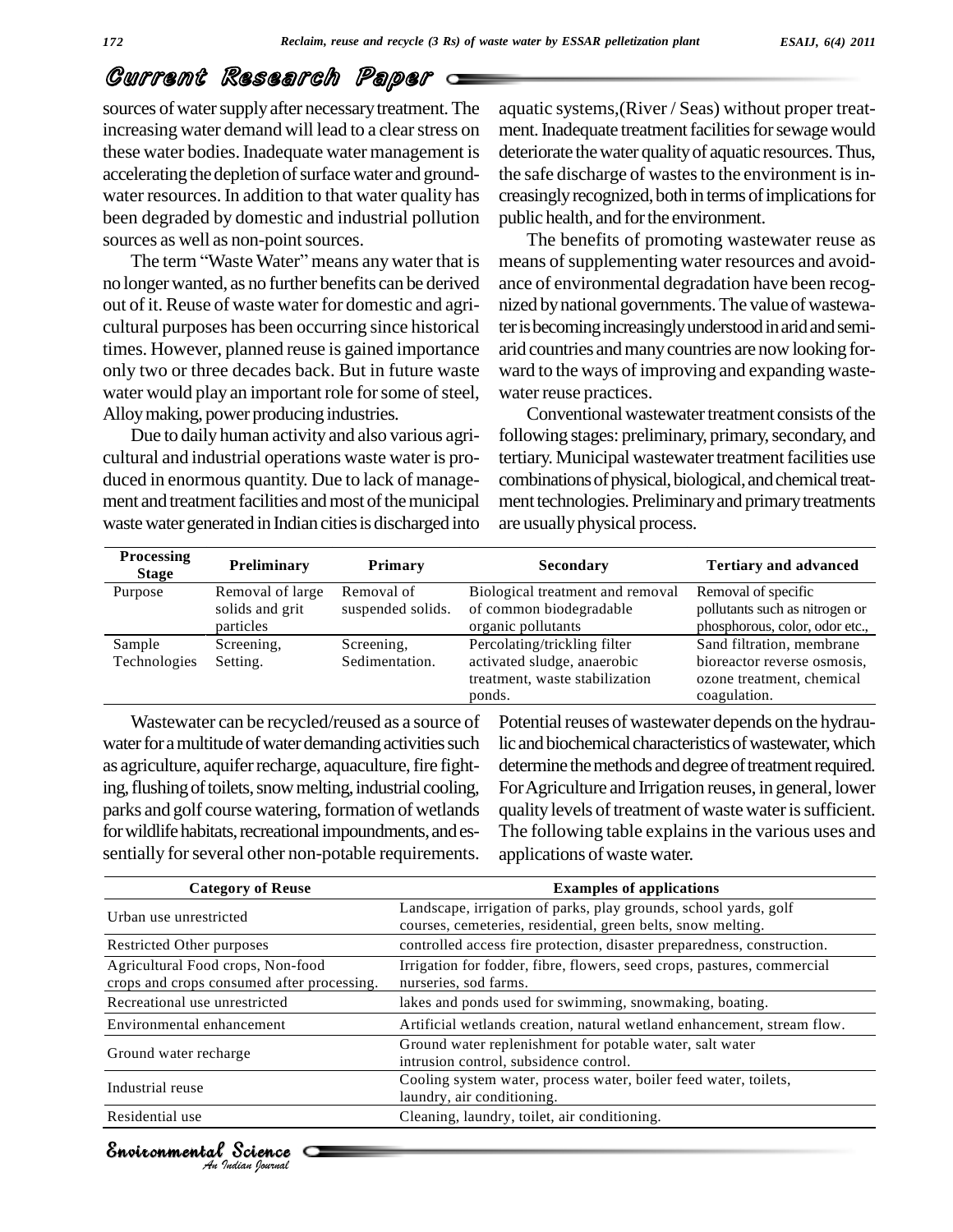sources of water supply after necessary treatment. The increasing water demand will lead to a clear stress on these water bodies. Inadequate water management is accelerating the depletion of surface water and groundwater resources. In addition to that water quality has been degraded by domestic and industrial pollution sources as well as non-point sources.

The term "Waste Water" means any water that is no longer wanted, as no further benefits can be derived out of it. Reuse of waste water for domestic and agricultural purposes has been occurring since historical times. However, planned reuse is gained importance only two or three decades back. But in future waste water would play an important role for some of steel, Alloy making, power producing industries.

Due to daily human activity and also various agricultural and industrial operations waste water is produced in enormous quantity. Due to lack of management and treatment facilities and most of the municipal waste water generated in Indian cities is discharged into aquatic systems,(River / Seas) without proper treatment. Inadequate treatment facilities for sewage would deteriorate the water quality of aquatic resources. Thus, the safe discharge of wastes to the environment is increasingly recognized, both in terms of implications for public health, and for the environment.

The benefits of promoting wastewater reuse as means of supplementing water resources and avoidance of environmental degradation have been recognized by national governments. The value of wastewater is becoming increasingly understood in arid and semi-arid countries and many countries are now looking forward to the ways of improving and expanding wastewater reuse practices.

Conventional wastewater treatment consists of the following stages: preliminary, primary, secondary, and tertiary. Municipal wastewater treatment facilities use combinations of physical, biological, and chemical treatment technologies. Preliminary and primary treatments are usually physical process.

| Processing Stage | Preliminary | Primary | Secondary | Tertiary and advanced |
|---|---|---|---|---|
| Purpose | Removal of large solids and grit particles | Removal of suspended solids. | Biological treatment and removal of common biodegradable organic pollutants | Removal of specific pollutants such as nitrogen or phosphorous, color, odor etc., |
| Sample Technologies | Screening, Setting. | Screening, Sedimentation. | Percolating/trickling filter activated sludge, anaerobic treatment, waste stabilization ponds. | Sand filtration, membrane bioreactor reverse osmosis, ozone treatment, chemical coagulation. |

Wastewater can be recycled/reused as a source of water for a multitude of water demanding activities such as agriculture, aquifer recharge, aquaculture, fire fighting, flushing of toilets, snow melting, industrial cooling, parks and golf course watering, formation of wetlands for wildlife habitats, recreational impoundments, and essentially for several other non-potable requirements. Potential reuses of wastewater depends on the hydraulic and biochemical characteristics of wastewater, which determine the methods and degree of treatment required. For Agriculture and Irrigation reuses, in general, lower quality levels of treatment of waste water is sufficient. The following table explains in the various uses and applications of waste water.

| Category of Reuse | Examples of applications |
|---|---|
| Urban use unrestricted | Landscape, irrigation of parks, play grounds, school yards, golf courses, cemeteries, residential, green belts, snow melting. |
| Restricted Other purposes | controlled access fire protection, disaster preparedness, construction. |
| Agricultural Food crops, Non-food crops and crops consumed after processing. | Irrigation for fodder, fibre, flowers, seed crops, pastures, commercial nurseries, sod farms. |
| Recreational use unrestricted | lakes and ponds used for swimming, snowmaking, boating. |
| Environmental enhancement | Artificial wetlands creation, natural wetland enhancement, stream flow. |
| Ground water recharge | Ground water replenishment for potable water, salt water intrusion control, subsidence control. |
| Industrial reuse | Cooling system water, process water, boiler feed water, toilets, laundry, air conditioning. |
| Residential use | Cleaning, laundry, toilet, air conditioning. |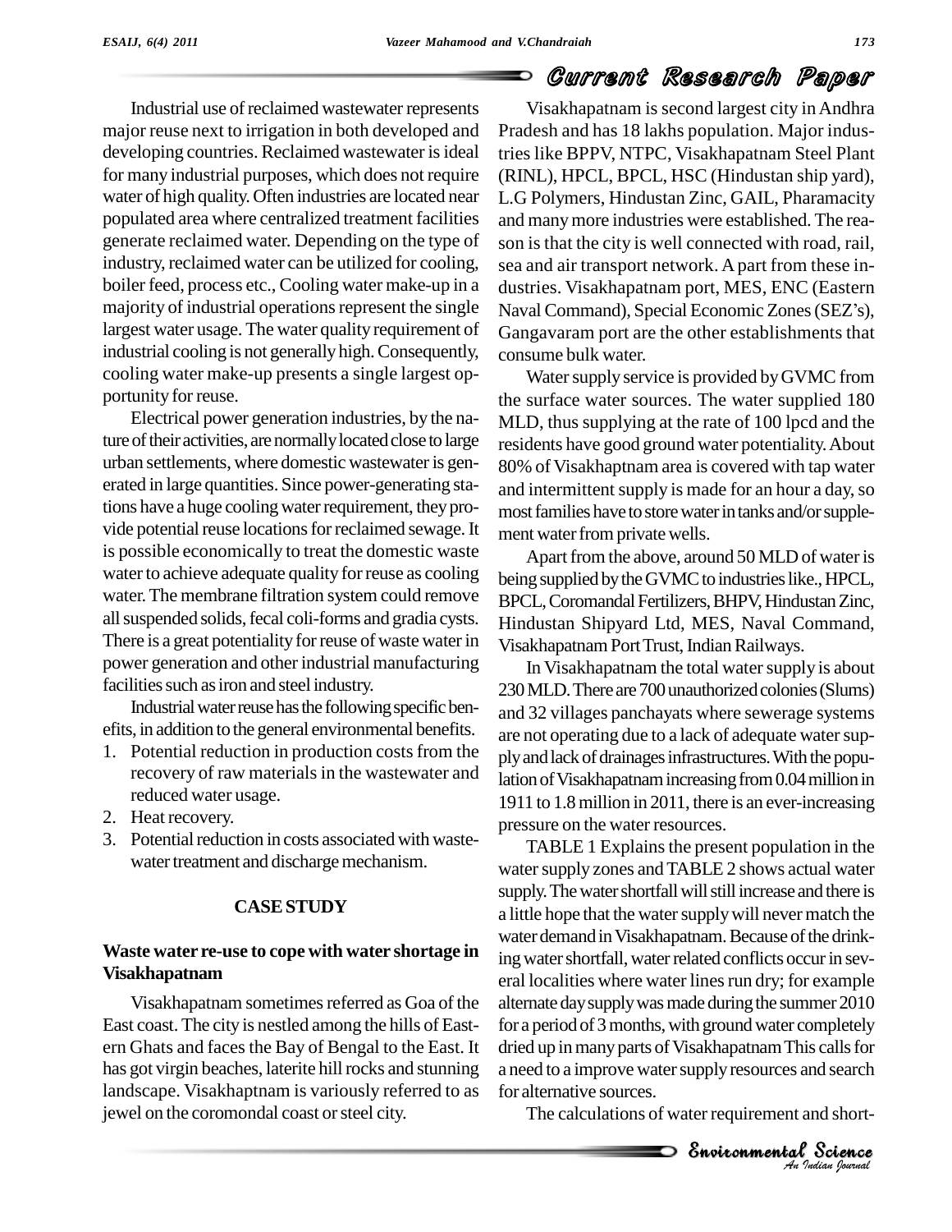Industrial use of reclaimed wastewater represents major reuse next to irrigation in both developed and developing countries. Reclaimed wastewater is ideal for many industrial purposes, which does not require water of high quality. Often industries are located near populated area where centralized treatment facilities generate reclaimed water. Depending on the type of industry, reclaimed water can be utilized for cooling, boiler feed, process etc., Cooling water make-up in a majority of industrial operations represent the single largest water usage. The water quality requirement of industrial cooling is not generally high. Consequently, cooling water make-up presents a single largest opportunity for reuse.

Electrical power generation industries, by the nature of their activities, are normally located close to large urban settlements, where domestic wastewater is generated in large quantities. Since power-generating stations have a huge cooling water requirement, they provide potential reuse locations for reclaimed sewage. It is possible economically to treat the domestic waste water to achieve adequate quality for reuse as cooling water. The membrane filtration system could remove all suspended solids, fecal coli-forms and gradia cysts. There is a great potentiality for reuse of waste water in power generation and other industrial manufacturing facilities such as iron and steel industry.

Industrial water reuse has the following specific benefits, in addition to the general environmental benefits.

1. Potential reduction in production costs from the recovery of raw materials in the wastewater and reduced water usage.
2. Heat recovery.
3. Potential reduction in costs associated with wastewater treatment and discharge mechanism.

## CASE STUDY

### Waste water re-use to cope with water shortage in Visakhapatnam

Visakhapatnam sometimes referred as Goa of the East coast. The city is nestled among the hills of Eastern Ghats and faces the Bay of Bengal to the East. It has got virgin beaches, laterite hill rocks and stunning landscape. Visakhaptnam is variously referred to as jewel on the coromondal coast or steel city.

Visakhapatnam is second largest city in Andhra Pradesh and has 18 lakhs population. Major industries like BPPV, NTPC, Visakhapatnam Steel Plant (RINL), HPCL, BPCL, HSC (Hindustan ship yard), L.G Polymers, Hindustan Zinc, GAIL, Pharamacity and many more industries were established. The reason is that the city is well connected with road, rail, sea and air transport network. A part from these industries. Visakhapatnam port, MES, ENC (Eastern Naval Command), Special Economic Zones (SEZ's), Gangavaram port are the other establishments that consume bulk water.

Water supply service is provided by GVMC from the surface water sources. The water supplied 180 MLD, thus supplying at the rate of 100 lpcd and the residents have good ground water potentiality. About 80% of Visakhaptnam area is covered with tap water and intermittent supply is made for an hour a day, so most families have to store water in tanks and/or supplement water from private wells.

Apart from the above, around 50 MLD of water is being supplied by the GVMC to industries like., HPCL, BPCL, Coromandal Fertilizers, BHPV, Hindustan Zinc, Hindustan Shipyard Ltd, MES, Naval Command, Visakhapatnam Port Trust, Indian Railways.

In Visakhapatnam the total water supply is about 230 MLD. There are 700 unauthorized colonies (Slums) and 32 villages panchayats where sewerage systems are not operating due to a lack of adequate water supply and lack of drainages infrastructures. With the population of Visakhapatnam increasing from 0.04 million in 1911 to 1.8 million in 2011, there is an ever-increasing pressure on the water resources.

TABLE 1 Explains the present population in the water supply zones and TABLE 2 shows actual water supply. The water shortfall will still increase and there is a little hope that the water supply will never match the water demand in Visakhapatnam. Because of the drinking water shortfall, water related conflicts occur in several localities where water lines run dry; for example alternate day supply was made during the summer 2010 for a period of 3 months, with ground water completely dried up in many parts of Visakhapatnam This calls for a need to a improve water supply resources and search for alternative sources.

The calculations of water requirement and short-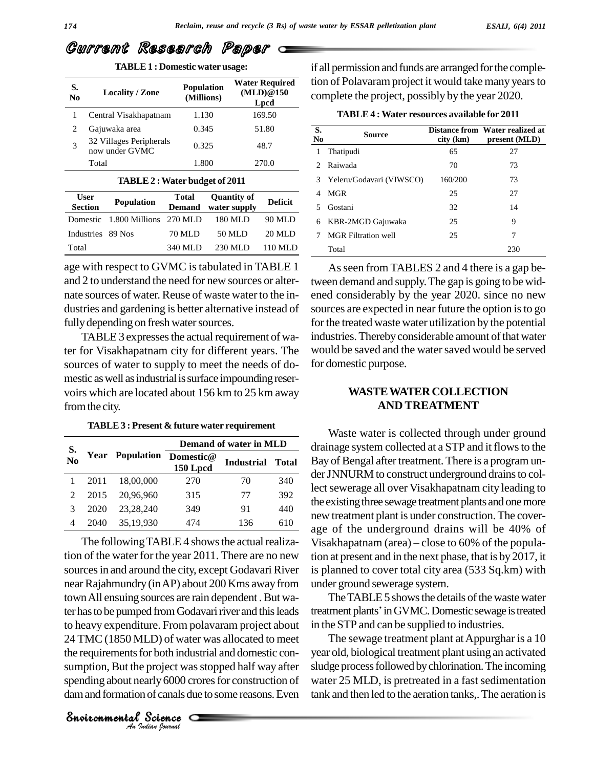**TABLE 1 : Domestic water usage:**

| S. No | Locality / Zone | Population (Millions) | Water Required (MLD)@150 Lpcd |
|---|---|---|---|
| 1 | Central Visakhapatnam | 1.130 | 169.50 |
| 2 | Gajuwaka area | 0.345 | 51.80 |
| 3 | 32 Villages Peripherals now under GVMC | 0.325 | 48.7 |
| | Total | 1.800 | 270.0 |

**TABLE 2 : Water budget of 2011**

| User Section | Population | Total Demand | Quantity of water supply | Deficit |
|---|---|---|---|---|
| Domestic | 1.800 Millions | 270 MLD | 180 MLD | 90 MLD |
| Industries | 89 Nos | 70 MLD | 50 MLD | 20 MLD |
| Total | | 340 MLD | 230 MLD | 110 MLD |

age with respect to GVMC is tabulated in TABLE 1 and 2 to understand the need for new sources or alternate sources of water. Reuse of waste water to the industries and gardening is better alternative instead of fully depending on fresh water sources.

TABLE 3 expresses the actual requirement of water for Visakhapatnam city for different years. The sources of water to supply to meet the needs of domestic as well as industrial is surface impounding reservoirs which are located about 156 km to 25 km away from the city.

**TABLE 3 : Present & future water requirement**

| S. No | Year | Population | Demand of water in MLD | | |
|---|---|---|---|---|---|
| | | | Domestic@ 150 Lpcd | Industrial | Total |
| 1 | 2011 | 18,00,000 | 270 | 70 | 340 |
| 2 | 2015 | 20,96,960 | 315 | 77 | 392 |
| 3 | 2020 | 23,28,240 | 349 | 91 | 440 |
| 4 | 2040 | 35,19,930 | 474 | 136 | 610 |

The following TABLE 4 shows the actual realization of the water for the year 2011. There are no new sources in and around the city, except Godavari River near Rajahmundry (in AP) about 200 Kms away from town All ensuing sources are rain dependent . But water has to be pumped from Godavari river and this leads to heavy expenditure. From polavaram project about 24 TMC (1850 MLD) of water was allocated to meet the requirements for both industrial and domestic consumption, But the project was stopped half way after spending about nearly 6000 crores for construction of dam and formation of canals due to some reasons. Even if all permission and funds are arranged for the completion of Polavaram project it would take many years to complete the project, possibly by the year 2020.

**TABLE 4 : Water resources available for 2011**

| S. No | Source | Distance from city (km) | Water realized at present (MLD) |
|---|---|---|---|
| 1 | Thatipudi | 65 | 27 |
| 2 | Raiwada | 70 | 73 |
| 3 | Yeleru/Godavari (VIWSCO) | 160/200 | 73 |
| 4 | MGR | 25 | 27 |
| 5 | Gostani | 32 | 14 |
| 6 | KBR-2MGD Gajuwaka | 25 | 9 |
| 7 | MGR Filtration well | 25 | 7 |
| | Total | | 230 |

As seen from TABLES 2 and 4 there is a gap between demand and supply. The gap is going to be widened considerably by the year 2020. since no new sources are expected in near future the option is to go for the treated waste water utilization by the potential industries. Thereby considerable amount of that water would be saved and the water saved would be served for domestic purpose.

## WASTE WATER COLLECTION AND TREATMENT

Waste water is collected through under ground drainage system collected at a STP and it flows to the Bay of Bengal after treatment. There is a program under JNNURM to construct underground drains to collect sewerage all over Visakhapatnam city leading to the existing three sewage treatment plants and one more new treatment plant is under construction. The coverage of the underground drains will be 40% of Visakhapatnam (area) – close to 60% of the population at present and in the next phase, that is by 2017, it is planned to cover total city area (533 Sq.km) with under ground sewerage system.

The TABLE 5 shows the details of the waste water treatment plants' in GVMC. Domestic sewage is treated in the STP and can be supplied to industries.

The sewage treatment plant at Appurghar is a 10 year old, biological treatment plant using an activated sludge process followed by chlorination. The incoming water 25 MLD, is pretreated in a fast sedimentation tank and then led to the aeration tanks,. The aeration is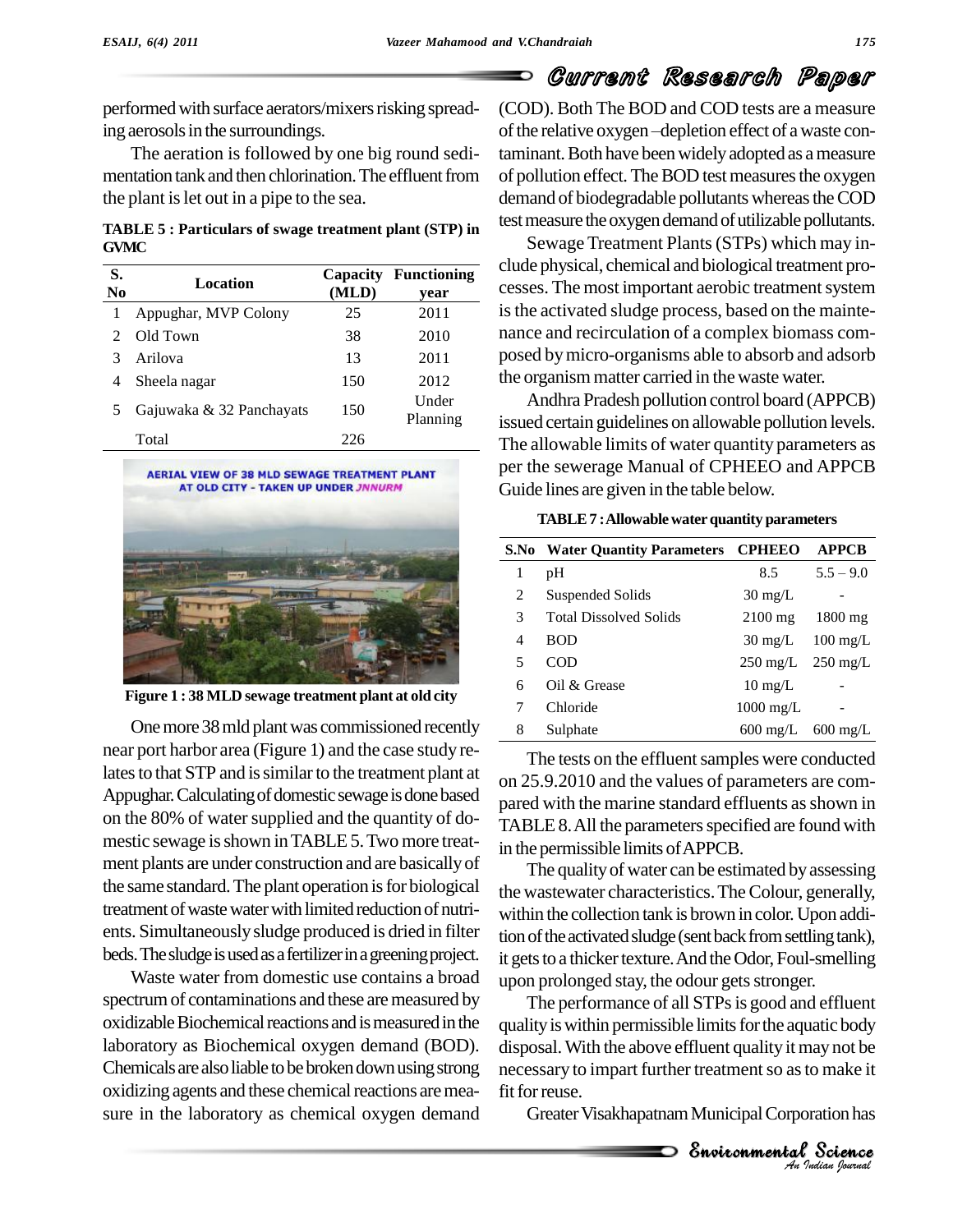performed with surface aerators/mixers risking spreading aerosols in the surroundings.

The aeration is followed by one big round sedimentation tank and then chlorination. The effluent from the plant is let out in a pipe to the sea.

**TABLE 5 : Particulars of swage treatment plant (STP) in GVMC**

| S. No | Location | Capacity (MLD) | Functioning year |
|---|---|---|---|
| 1 | Appughar, MVP Colony | 25 | 2011 |
| 2 | Old Town | 38 | 2010 |
| 3 | Arilova | 13 | 2011 |
| 4 | Sheela nagar | 150 | 2012 |
| 5 | Gajuwaka & 32 Panchayats | 150 | Under Planning |
| | Total | 226 | |

**Figure 1 : 38 MLD sewage treatment plant at old city**

One more 38 mld plant was commissioned recently near port harbor area (Figure 1) and the case study relates to that STP and is similar to the treatment plant at Appughar. Calculating of domestic sewage is done based on the 80% of water supplied and the quantity of domestic sewage is shown in TABLE 5. Two more treatment plants are under construction and are basically of the same standard. The plant operation is for biological treatment of waste water with limited reduction of nutrients. Simultaneously sludge produced is dried in filter beds. The sludge is used as a fertilizer in a greening project.

Waste water from domestic use contains a broad spectrum of contaminations and these are measured by oxidizable Biochemical reactions and is measured in the laboratory as Biochemical oxygen demand (BOD). Chemicals are also liable to be broken down using strong oxidizing agents and these chemical reactions are measure in the laboratory as chemical oxygen demand (COD). Both The BOD and COD tests are a measure of the relative oxygen –depletion effect of a waste contaminant. Both have been widely adopted as a measure of pollution effect. The BOD test measures the oxygen demand of biodegradable pollutants whereas the COD test measure the oxygen demand of utilizable pollutants.

Sewage Treatment Plants (STPs) which may include physical, chemical and biological treatment processes. The most important aerobic treatment system is the activated sludge process, based on the maintenance and recirculation of a complex biomass composed by micro-organisms able to absorb and adsorb the organism matter carried in the waste water.

Andhra Pradesh pollution control board (APPCB) issued certain guidelines on allowable pollution levels. The allowable limits of water quantity parameters as per the sewerage Manual of CPHEEO and APPCB Guide lines are given in the table below.

**TABLE 7 : Allowable water quantity parameters**

| S.No | Water Quantity Parameters | CPHEEO | APPCB |
|---|---|---|---|
| 1 | pH | 8.5 | 5.5 – 9.0 |
| 2 | Suspended Solids | 30 mg/L | - |
| 3 | Total Dissolved Solids | 2100 mg | 1800 mg |
| 4 | BOD | 30 mg/L | 100 mg/L |
| 5 | COD | 250 mg/L | 250 mg/L |
| 6 | Oil & Grease | 10 mg/L | - |
| 7 | Chloride | 1000 mg/L | - |
| 8 | Sulphate | 600 mg/L | 600 mg/L |

The tests on the effluent samples were conducted on 25.9.2010 and the values of parameters are compared with the marine standard effluents as shown in TABLE 8. All the parameters specified are found with in the permissible limits of APPCB.

The quality of water can be estimated by assessing the wastewater characteristics. The Colour, generally, within the collection tank is brown in color. Upon addition of the activated sludge (sent back from settling tank), it gets to a thicker texture. And the Odor, Foul-smelling upon prolonged stay, the odour gets stronger.

The performance of all STPs is good and effluent quality is within permissible limits for the aquatic body disposal. With the above effluent quality it may not be necessary to impart further treatment so as to make it fit for reuse.

Greater Visakhapatnam Municipal Corporation has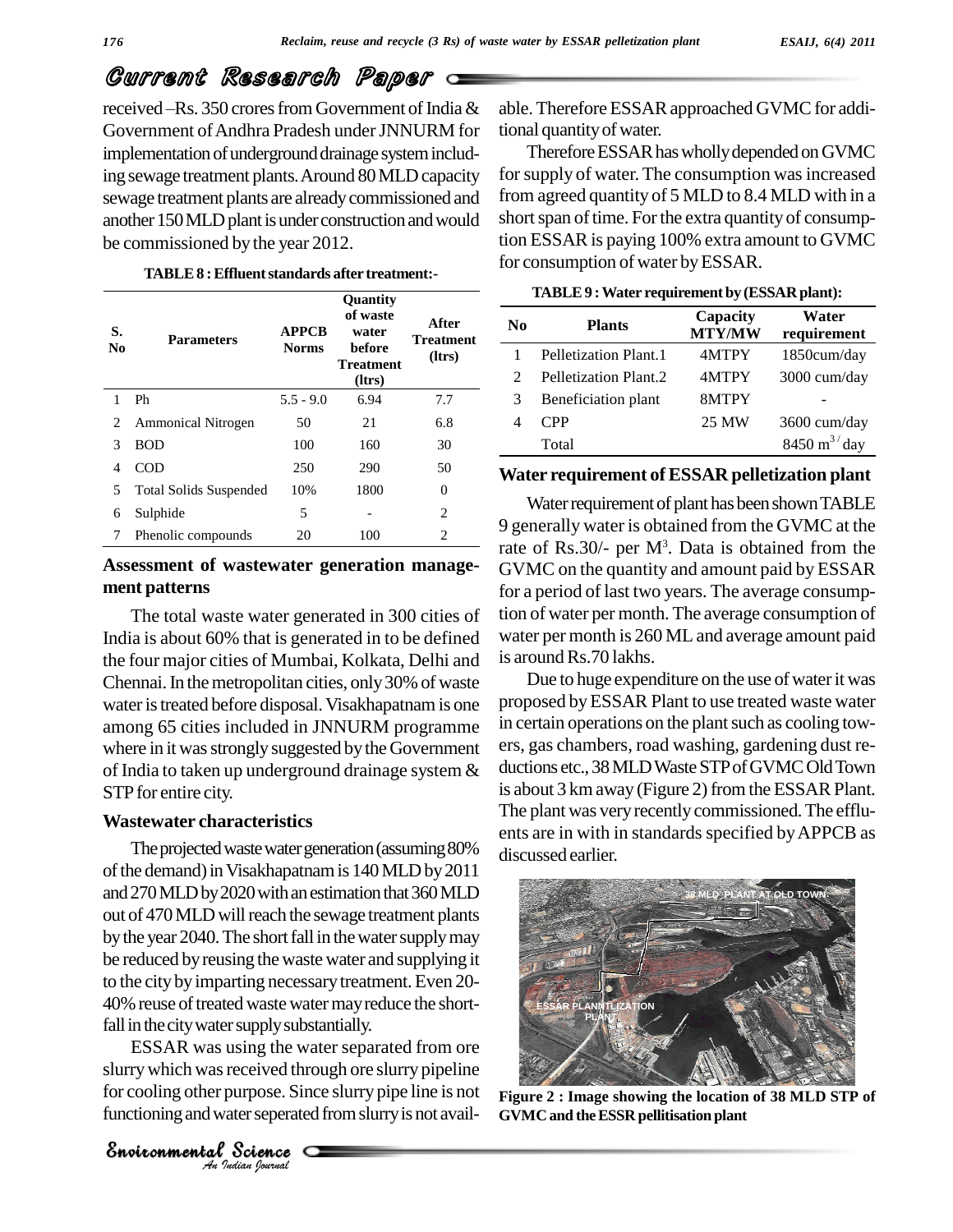received –Rs. 350 crores from Government of India & Government of Andhra Pradesh under JNNURM for implementation of underground drainage system including sewage treatment plants. Around 80 MLD capacity sewage treatment plants are already commissioned and another 150 MLD plant is under construction and would be commissioned by the year 2012.

**TABLE 8 : Effluent standards after treatment:-**

| S. No | Parameters | APPCB Norms | Quantity of waste water before Treatment (ltrs) | After Treatment (ltrs) |
|---|---|---|---|---|
| 1 | Ph | 5.5 - 9.0 | 6.94 | 7.7 |
| 2 | Ammonical Nitrogen | 50 | 21 | 6.8 |
| 3 | BOD | 100 | 160 | 30 |
| 4 | COD | 250 | 290 | 50 |
| 5 | Total Solids Suspended | 10% | 1800 | 0 |
| 6 | Sulphide | 5 | - | 2 |
| 7 | Phenolic compounds | 20 | 100 | 2 |

## Assessment of wastewater generation management patterns

The total waste water generated in 300 cities of India is about 60% that is generated in to be defined the four major cities of Mumbai, Kolkata, Delhi and Chennai. In the metropolitan cities, only 30% of waste water is treated before disposal. Visakhapatnam is one among 65 cities included in JNNURM programme where in it was strongly suggested by the Government of India to taken up underground drainage system & STP for entire city.

## Wastewater characteristics

The projected waste water generation (assuming 80% of the demand) in Visakhapatnam is 140 MLD by 2011 and 270 MLD by 2020 with an estimation that 360 MLD out of 470 MLD will reach the sewage treatment plants by the year 2040. The short fall in the water supply may be reduced by reusing the waste water and supplying it to the city by imparting necessary treatment. Even 20-40% reuse of treated waste water may reduce the shortfall in the city water supply substantially.

ESSAR was using the water separated from ore slurry which was received through ore slurry pipeline for cooling other purpose. Since slurry pipe line is not functioning and water seperated from slurry is not available. Therefore ESSAR approached GVMC for additional quantity of water.

Therefore ESSAR has wholly depended on GVMC for supply of water. The consumption was increased from agreed quantity of 5 MLD to 8.4 MLD with in a short span of time. For the extra quantity of consumption ESSAR is paying 100% extra amount to GVMC for consumption of water by ESSAR.

**TABLE 9 : Water requirement by (ESSAR plant):**

| No | Plants | Capacity MTY/MW | Water requirement |
|---|---|---|---|
| 1 | Pelletization Plant.1 | 4MTPY | 1850cum/day |
| 2 | Pelletization Plant.2 | 4MTPY | 3000 cum/day |
| 3 | Beneficiation plant | 8MTPY | - |
| 4 | CPP | 25 MW | 3600 cum/day |
| | Total | | 8450 $m^3$/day |

## Water requirement of ESSAR pelletization plant

Water requirement of plant has been shown TABLE 9 generally water is obtained from the GVMC at the rate of Rs.30/- per $M^3$. Data is obtained from the GVMC on the quantity and amount paid by ESSAR for a period of last two years. The average consumption of water per month. The average consumption of water per month is 260 ML and average amount paid is around Rs.70 lakhs.

Due to huge expenditure on the use of water it was proposed by ESSAR Plant to use treated waste water in certain operations on the plant such as cooling towers, gas chambers, road washing, gardening dust reductions etc., 38 MLD Waste STP of GVMC Old Town is about 3 km away (Figure 2) from the ESSAR Plant. The plant was very recently commissioned. The effluents are in with in standards specified by APPCB as discussed earlier.

**Figure 2 : Image showing the location of 38 MLD STP of GVMC and the ESSR pellitisation plant**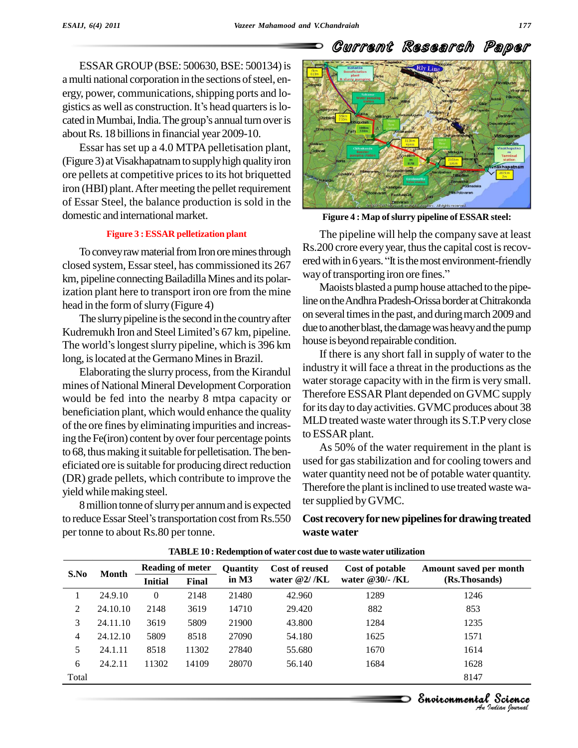ESSAR GROUP (BSE: 500630, BSE: 500134) is a multi national corporation in the sections of steel, energy, power, communications, shipping ports and logistics as well as construction. It's head quarters is located in Mumbai, India. The group's annual turn over is about Rs. 18 billions in financial year 2009-10.

Essar has set up a 4.0 MTPA pelletisation plant, (Figure 3) at Visakhapatnam to supply high quality iron ore pellets at competitive prices to its hot briquetted iron (HBI) plant. After meeting the pellet requirement of Essar Steel, the balance production is sold in the domestic and international market.

**Figure 3 : ESSAR pelletization plant**

To convey raw material from Iron ore mines through closed system, Essar steel, has commissioned its 267 km, pipeline connecting Bailadilla Mines and its polarization plant here to transport iron ore from the mine head in the form of slurry (Figure 4)

The slurry pipeline is the second in the country after Kudremukh Iron and Steel Limited's 67 km, pipeline. The world's longest slurry pipeline, which is 396 km long, is located at the Germano Mines in Brazil.

Elaborating the slurry process, from the Kirandul mines of National Mineral Development Corporation would be fed into the nearby 8 mtpa capacity or beneficiation plant, which would enhance the quality of the ore fines by eliminating impurities and increasing the Fe(iron) content by over four percentage points to 68, thus making it suitable for pelletisation. The beneficiated ore is suitable for producing direct reduction (DR) grade pellets, which contribute to improve the yield while making steel.

8 million tonne of slurry per annum and is expected to reduce Essar Steel's transportation cost from Rs.550 per tonne to about Rs.80 per tonne.

**Figure 4 : Map of slurry pipeline of ESSAR steel:**

The pipeline will help the company save at least Rs.200 crore every year, thus the capital cost is recovered with in 6 years. "It is the most environment-friendly way of transporting iron ore fines."

Maoists blasted a pump house attached to the pipeline on the Andhra Pradesh-Orissa border at Chitrakonda on several times in the past, and during march 2009 and due to another blast, the damage was heavy and the pump house is beyond repairable condition.

If there is any short fall in supply of water to the industry it will face a threat in the productions as the water storage capacity with in the firm is very small. Therefore ESSAR Plant depended on GVMC supply for its day to day activities. GVMC produces about 38 MLD treated waste water through its S.T.P very close to ESSAR plant.

As 50% of the water requirement in the plant is used for gas stabilization and for cooling towers and water quantity need not be of potable water quantity. Therefore the plant is inclined to use treated waste water supplied by GVMC.

## Cost recovery for new pipelines for drawing treated waste water

**TABLE 10 : Redemption of water cost due to waste water utilization**

| S.No | Month | Reading of meter | | Quantity in M3 | Cost of reused water @2/ /KL | Cost of potable water @30/- /KL | Amount saved per month (Rs.Thosands) |
|---|---|---|---|---|---|---|---|
| | | Initial | Final | | | | |
| 1 | 24.9.10 | 0 | 2148 | 21480 | 42.960 | 1289 | 1246 |
| 2 | 24.10.10 | 2148 | 3619 | 14710 | 29.420 | 882 | 853 |
| 3 | 24.11.10 | 3619 | 5809 | 21900 | 43.800 | 1284 | 1235 |
| 4 | 24.12.10 | 5809 | 8518 | 27090 | 54.180 | 1625 | 1571 |
| 5 | 24.1.11 | 8518 | 11302 | 27840 | 55.680 | 1670 | 1614 |
| 6 | 24.2.11 | 11302 | 14109 | 28070 | 56.140 | 1684 | 1628 |
| Total | | | | | | | 8147 |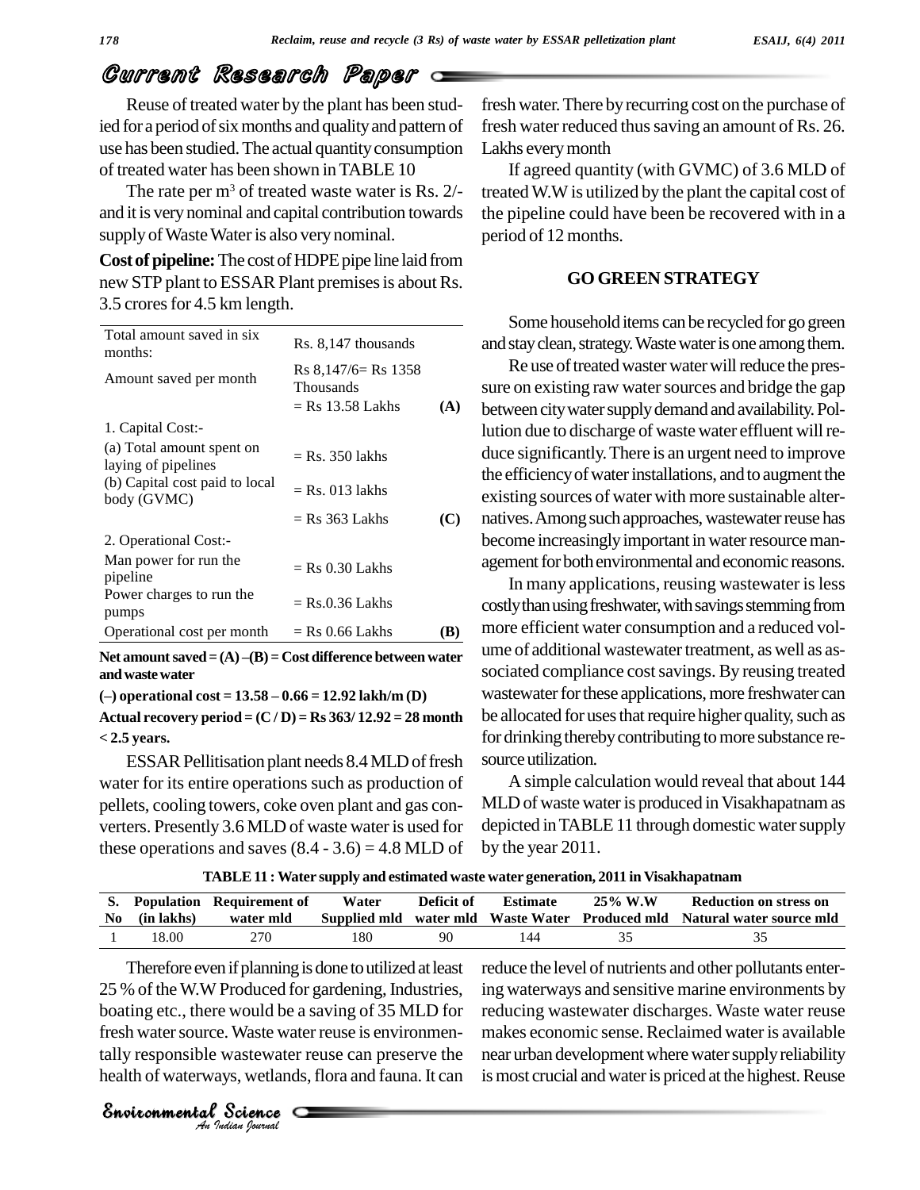Reuse of treated water by the plant has been studied for a period of six months and quality and pattern of use has been studied. The actual quantity consumption of treated water has been shown in TABLE 10

The rate per $m^3$ of treated waste water is Rs. 2/- and it is very nominal and capital contribution towards supply of Waste Water is also very nominal.

**Cost of pipeline:** The cost of HDPE pipe line laid from new STP plant to ESSAR Plant premises is about Rs. 3.5 crores for 4.5 km length.

| | | |
|---|---|---|
| Total amount saved in six months: | Rs. 8,147 thousands | |
| Amount saved per month | Rs 8,147/6= Rs 1358 Thousands | |
| | = Rs 13.58 Lakhs | **(A)** |
| 1. Capital Cost:- | | |
| (a) Total amount spent on laying of pipelines | = Rs. 350 lakhs | |
| (b) Capital cost paid to local body (GVMC) | = Rs. 013 lakhs | |
| | = Rs 363 Lakhs | **(C)** |
| 2. Operational Cost:- | | |
| Man power for run the pipeline | = Rs 0.30 Lakhs | |
| Power charges to run the pumps | = Rs.0.36 Lakhs | |
| Operational cost per month | = Rs 0.66 Lakhs | **(B)** |

**Net amount saved = (A) –(B) = Cost difference between water and waste water**

**(–) operational cost = 13.58 – 0.66 = 12.92 lakh/m (D)**

**Actual recovery period = (C / D) = Rs 363/ 12.92 = 28 month < 2.5 years.**

ESSAR Pellitisation plant needs 8.4 MLD of fresh water for its entire operations such as production of pellets, cooling towers, coke oven plant and gas converters. Presently 3.6 MLD of waste water is used for these operations and saves (8.4 - 3.6) = 4.8 MLD of fresh water. There by recurring cost on the purchase of fresh water reduced thus saving an amount of Rs. 26. Lakhs every month

If agreed quantity (with GVMC) of 3.6 MLD of treated W.W is utilized by the plant the capital cost of the pipeline could have been be recovered with in a period of 12 months.

## GO GREEN STRATEGY

Some household items can be recycled for go green and stay clean, strategy. Waste water is one among them.

Re use of treated waster water will reduce the pressure on existing raw water sources and bridge the gap between city water supply demand and availability. Pollution due to discharge of waste water effluent will reduce significantly. There is an urgent need to improve the efficiency of water installations, and to augment the existing sources of water with more sustainable alternatives. Among such approaches, wastewater reuse has become increasingly important in water resource management for both environmental and economic reasons.

In many applications, reusing wastewater is less costly than using freshwater, with savings stemming from more efficient water consumption and a reduced volume of additional wastewater treatment, as well as associated compliance cost savings. By reusing treated wastewater for these applications, more freshwater can be allocated for uses that require higher quality, such as for drinking thereby contributing to more substance resource utilization.

A simple calculation would reveal that about 144 MLD of waste water is produced in Visakhapatnam as depicted in TABLE 11 through domestic water supply by the year 2011.

**TABLE 11 : Water supply and estimated waste water generation, 2011 in Visakhapatnam**

| S. No | Population (in lakhs) | Requirement of water mld | Water Supplied mld | Deficit of water mld | Estimate Waste Water | 25% W.W Produced mld | Reduction on stress on Natural water source mld |
|---|---|---|---|---|---|---|---|
| 1 | 18.00 | 270 | 180 | 90 | 144 | 35 | 35 |

Therefore even if planning is done to utilized at least 25 % of the W.W Produced for gardening, Industries, boating etc., there would be a saving of 35 MLD for fresh water source. Waste water reuse is environmentally responsible wastewater reuse can preserve the health of waterways, wetlands, flora and fauna. It can reduce the level of nutrients and other pollutants entering waterways and sensitive marine environments by reducing wastewater discharges. Waste water reuse makes economic sense. Reclaimed water is available near urban development where water supply reliability is most crucial and water is priced at the highest. Reuse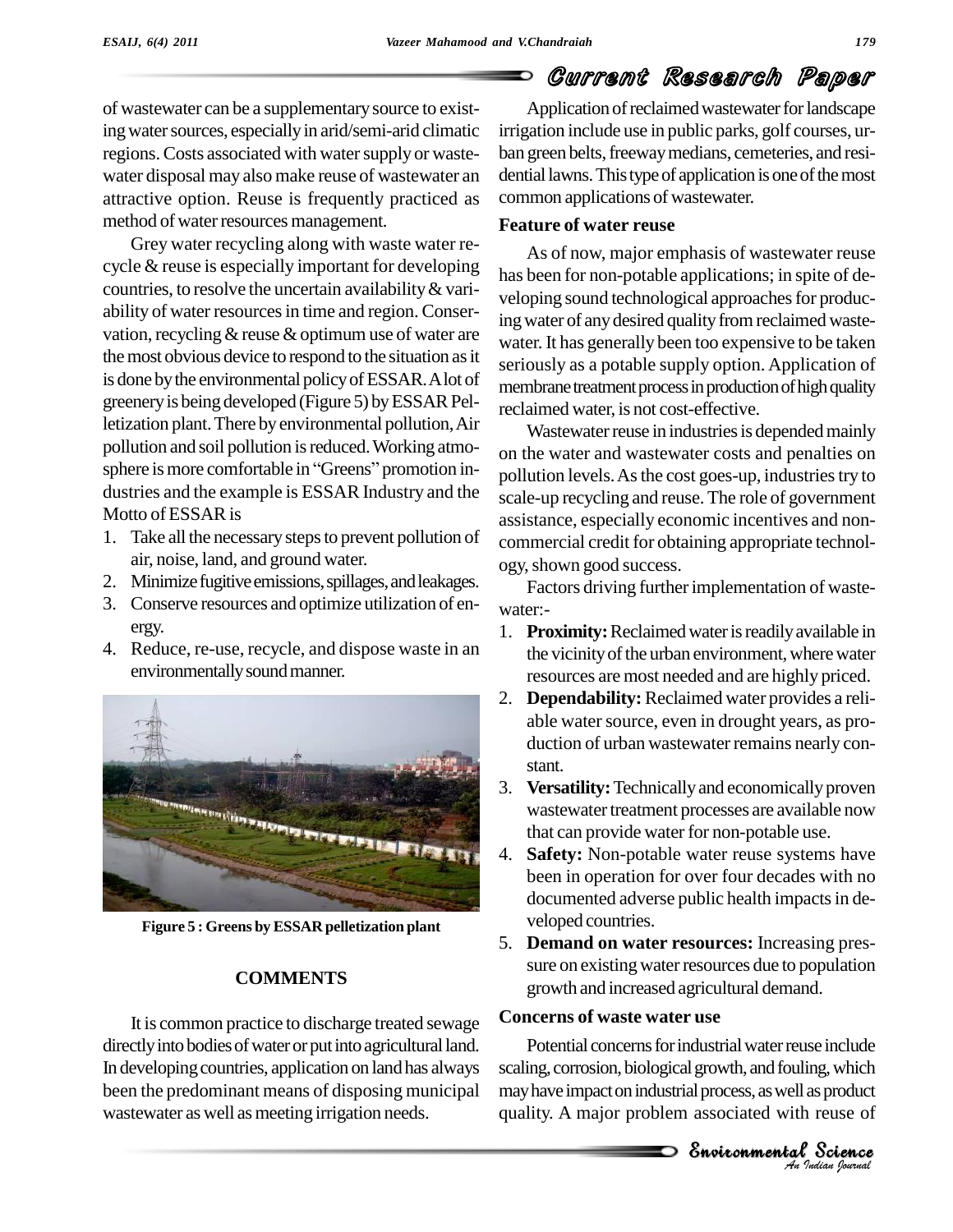of wastewater can be a supplementary source to existing water sources, especially in arid/semi-arid climatic regions. Costs associated with water supply or wastewater disposal may also make reuse of wastewater an attractive option. Reuse is frequently practiced as method of water resources management.

Grey water recycling along with waste water recycle & reuse is especially important for developing countries, to resolve the uncertain availability & variability of water resources in time and region. Conservation, recycling & reuse & optimum use of water are the most obvious device to respond to the situation as it is done by the environmental policy of ESSAR. A lot of greenery is being developed (Figure 5) by ESSAR Pelletization plant. There by environmental pollution, Air pollution and soil pollution is reduced. Working atmosphere is more comfortable in "Greens" promotion industries and the example is ESSAR Industry and the Motto of ESSAR is

1. Take all the necessary steps to prevent pollution of air, noise, land, and ground water.
2. Minimize fugitive emissions, spillages, and leakages.
3. Conserve resources and optimize utilization of energy.
4. Reduce, re-use, recycle, and dispose waste in an environmentally sound manner.

**Figure 5 : Greens by ESSAR pelletization plant**

## COMMENTS

It is common practice to discharge treated sewage directly into bodies of water or put into agricultural land. In developing countries, application on land has always been the predominant means of disposing municipal wastewater as well as meeting irrigation needs.

Application of reclaimed wastewater for landscape irrigation include use in public parks, golf courses, urban green belts, freeway medians, cemeteries, and residential lawns. This type of application is one of the most common applications of wastewater.

### Feature of water reuse

As of now, major emphasis of wastewater reuse has been for non-potable applications; in spite of developing sound technological approaches for producing water of any desired quality from reclaimed wastewater. It has generally been too expensive to be taken seriously as a potable supply option. Application of membrane treatment process in production of high quality reclaimed water, is not cost-effective.

Wastewater reuse in industries is depended mainly on the water and wastewater costs and penalties on pollution levels. As the cost goes-up, industries try to scale-up recycling and reuse. The role of government assistance, especially economic incentives and non-commercial credit for obtaining appropriate technology, shown good success.

Factors driving further implementation of wastewater:-

1. **Proximity:** Reclaimed water is readily available in the vicinity of the urban environment, where water resources are most needed and are highly priced.
2. **Dependability:** Reclaimed water provides a reliable water source, even in drought years, as production of urban wastewater remains nearly constant.
3. **Versatility:** Technically and economically proven wastewater treatment processes are available now that can provide water for non-potable use.
4. **Safety:** Non-potable water reuse systems have been in operation for over four decades with no documented adverse public health impacts in developed countries.
5. **Demand on water resources:** Increasing pressure on existing water resources due to population growth and increased agricultural demand.

### Concerns of waste water use

Potential concerns for industrial water reuse include scaling, corrosion, biological growth, and fouling, which may have impact on industrial process, as well as product quality. A major problem associated with reuse of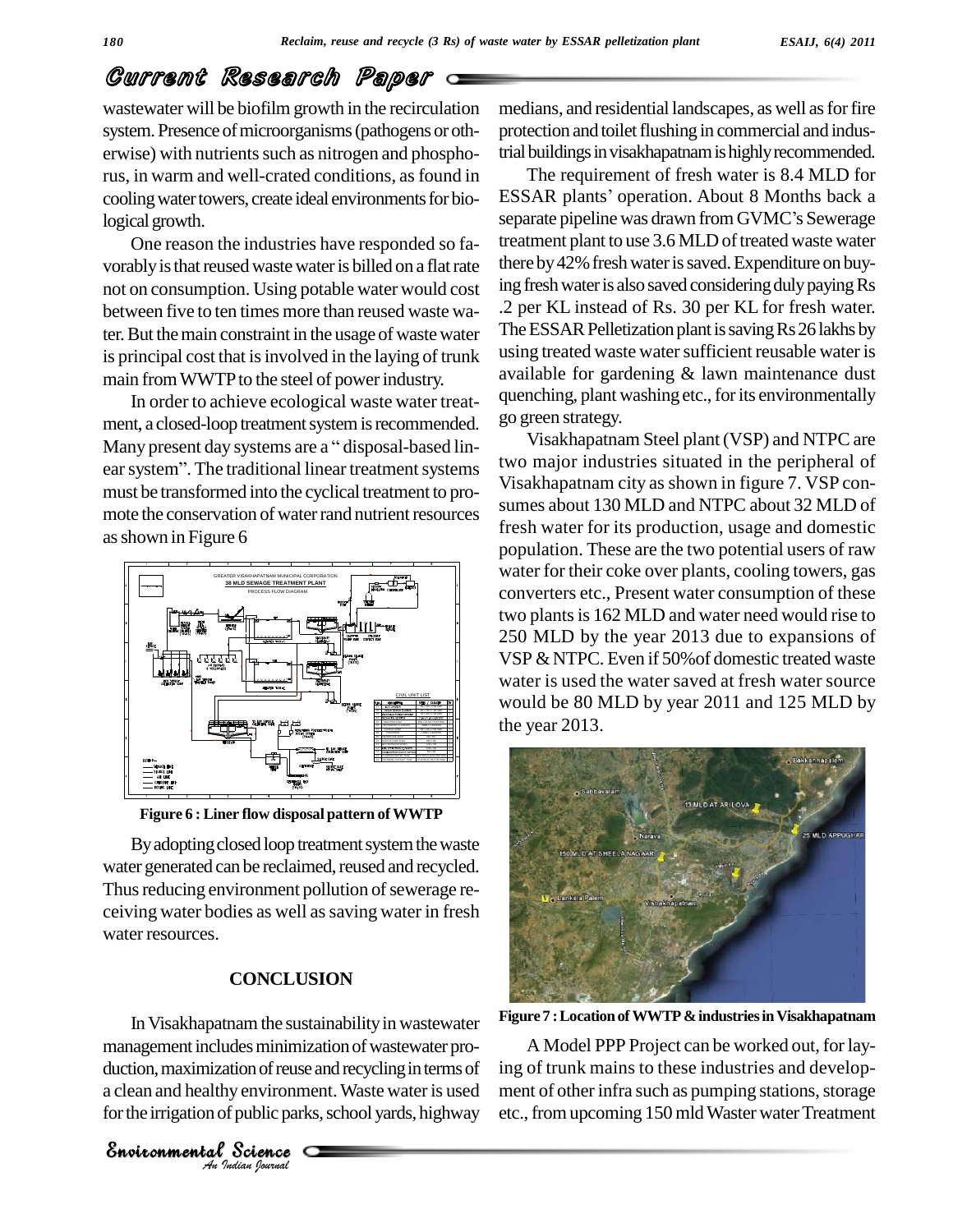wastewater will be biofilm growth in the recirculation system. Presence of microorganisms (pathogens or otherwise) with nutrients such as nitrogen and phosphorus, in warm and well-crated conditions, as found in cooling water towers, create ideal environments for biological growth.

One reason the industries have responded so favorably is that reused waste water is billed on a flat rate not on consumption. Using potable water would cost between five to ten times more than reused waste water. But the main constraint in the usage of waste water is principal cost that is involved in the laying of trunk main from WWTP to the steel of power industry.

In order to achieve ecological waste water treatment, a closed-loop treatment system is recommended. Many present day systems are a " disposal-based linear system". The traditional linear treatment systems must be transformed into the cyclical treatment to promote the conservation of water rand nutrient resources as shown in Figure 6

Figure 6 : Liner flow disposal pattern of WWTP

By adopting closed loop treatment system the waste water generated can be reclaimed, reused and recycled. Thus reducing environment pollution of sewerage receiving water bodies as well as saving water in fresh water resources.

## CONCLUSION

In Visakhapatnam the sustainability in wastewater management includes minimization of wastewater production, maximization of reuse and recycling in terms of a clean and healthy environment. Waste water is used for the irrigation of public parks, school yards, highway medians, and residential landscapes, as well as for fire protection and toilet flushing in commercial and industrial buildings in visakhapatnam is highly recommended.

The requirement of fresh water is 8.4 MLD for ESSAR plants' operation. About 8 Months back a separate pipeline was drawn from GVMC's Sewerage treatment plant to use 3.6 MLD of treated waste water there by 42% fresh water is saved. Expenditure on buying fresh water is also saved considering duly paying Rs .2 per KL instead of Rs. 30 per KL for fresh water. The ESSAR Pelletization plant is saving Rs 26 lakhs by using treated waste water sufficient reusable water is available for gardening & lawn maintenance dust quenching, plant washing etc., for its environmentally go green strategy.

Visakhapatnam Steel plant (VSP) and NTPC are two major industries situated in the peripheral of Visakhapatnam city as shown in figure 7. VSP consumes about 130 MLD and NTPC about 32 MLD of fresh water for its production, usage and domestic population. These are the two potential users of raw water for their coke over plants, cooling towers, gas converters etc., Present water consumption of these two plants is 162 MLD and water need would rise to 250 MLD by the year 2013 due to expansions of VSP & NTPC. Even if 50%of domestic treated waste water is used the water saved at fresh water source would be 80 MLD by year 2011 and 125 MLD by the year 2013.

Figure 7 : Location of WWTP & industries in Visakhapatnam

A Model PPP Project can be worked out, for laying of trunk mains to these industries and development of other infra such as pumping stations, storage etc., from upcoming 150 mld Waster water Treatment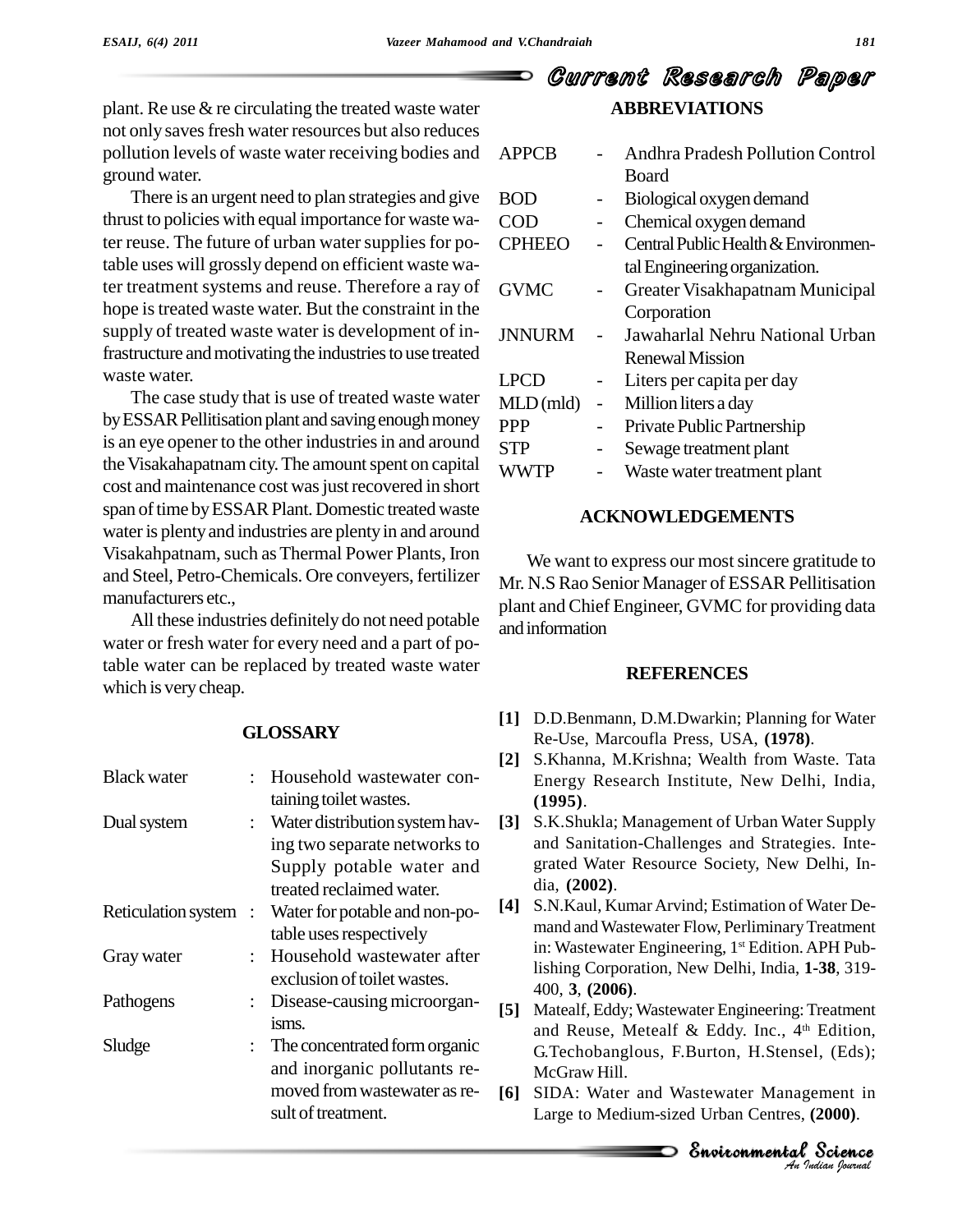plant. Re use & re circulating the treated waste water not only saves fresh water resources but also reduces pollution levels of waste water receiving bodies and ground water.

There is an urgent need to plan strategies and give thrust to policies with equal importance for waste water reuse. The future of urban water supplies for potable uses will grossly depend on efficient waste water treatment systems and reuse. Therefore a ray of hope is treated waste water. But the constraint in the supply of treated waste water is development of infrastructure and motivating the industries to use treated waste water.

The case study that is use of treated waste water by ESSAR Pellitisation plant and saving enough money is an eye opener to the other industries in and around the Visakahapatnam city. The amount spent on capital cost and maintenance cost was just recovered in short span of time by ESSAR Plant. Domestic treated waste water is plenty and industries are plenty in and around Visakahpatnam, such as Thermal Power Plants, Iron and Steel, Petro-Chemicals. Ore conveyers, fertilizer manufacturers etc.,

All these industries definitely do not need potable water or fresh water for every need and a part of potable water can be replaced by treated waste water which is very cheap.

## GLOSSARY

| | | |
|---|---|---|
| Black water | : | Household wastewater containing toilet wastes. |
| Dual system | : | Water distribution system having two separate networks to Supply potable water and treated reclaimed water. |
| Reticulation system | : | Water for potable and non-potable uses respectively |
| Gray water | : | Household wastewater after exclusion of toilet wastes. |
| Pathogens | : | Disease-causing microorganisms. |
| Sludge | : | The concentrated form organic and inorganic pollutants removed from wastewater as result of treatment. |

## ABBREVIATIONS

| | | |
|---|---|---|
| APPCB | - | Andhra Pradesh Pollution Control Board |
| BOD | - | Biological oxygen demand |
| COD | - | Chemical oxygen demand |
| CPHEEO | - | Central Public Health & Environmental Engineering organization. |
| GVMC | - | Greater Visakhapatnam Municipal Corporation |
| JNNURM | - | Jawaharlal Nehru National Urban Renewal Mission |
| LPCD | - | Liters per capita per day |
| MLD (mld) | - | Million liters a day |
| PPP | - | Private Public Partnership |
| STP | - | Sewage treatment plant |
| WWTP | - | Waste water treatment plant |

## ACKNOWLEDGEMENTS

We want to express our most sincere gratitude to Mr. N.S Rao Senior Manager of ESSAR Pellitisation plant and Chief Engineer, GVMC for providing data and information

## REFERENCES

[1] D.D.Benmann, D.M.Dwarkin; Planning for Water Re-Use, Marcoufla Press, USA, **(1978)**.

[2] S.Khanna, M.Krishna; Wealth from Waste. Tata Energy Research Institute, New Delhi, India, **(1995)**.

[3] S.K.Shukla; Management of Urban Water Supply and Sanitation-Challenges and Strategies. Integrated Water Resource Society, New Delhi, India, **(2002)**.

[4] S.N.Kaul, Kumar Arvind; Estimation of Water Demand and Wastewater Flow, Perliminary Treatment in: Wastewater Engineering, 1st Edition. APH Publishing Corporation, New Delhi, India, **1-38**, 319-400, **3**, **(2006)**.

[5] Matealf, Eddy; Wastewater Engineering: Treatment and Reuse, Metealf & Eddy. Inc., 4th Edition, G.Techobanglous, F.Burton, H.Stensel, (Eds); McGraw Hill.

[6] SIDA: Water and Wastewater Management in Large to Medium-sized Urban Centres, **(2000)**.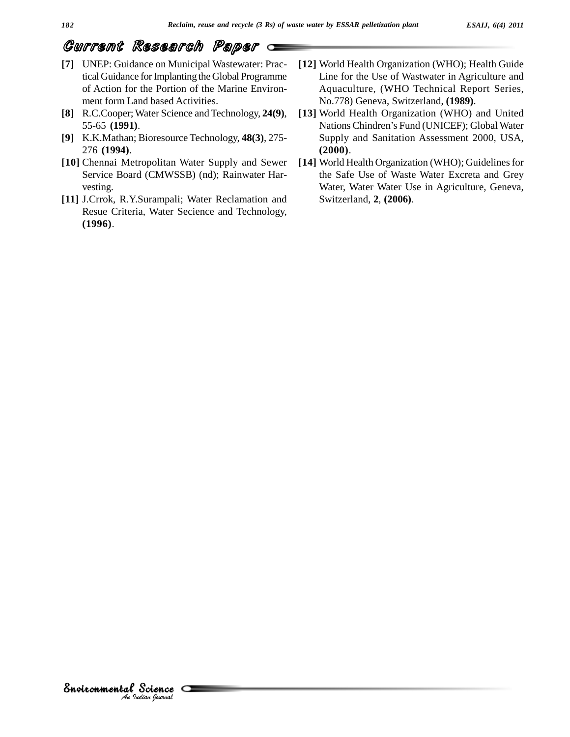[7] UNEP: Guidance on Municipal Wastewater: Practical Guidance for Implanting the Global Programme of Action for the Portion of the Marine Environment form Land based Activities.

[8] R.C.Cooper; Water Science and Technology, **24(9)**, 55-65 **(1991)**.

[9] K.K.Mathan; Bioresource Technology, **48(3)**, 275-276 **(1994)**.

[10] Chennai Metropolitan Water Supply and Sewer Service Board (CMWSSB) (nd); Rainwater Harvesting.

[11] J.Crrok, R.Y.Surampali; Water Reclamation and Resue Criteria, Water Secience and Technology, **(1996)**.

[12] World Health Organization (WHO); Health Guide Line for the Use of Wastwater in Agriculture and Aquaculture, (WHO Technical Report Series, No.778) Geneva, Switzerland, **(1989)**.

[13] World Health Organization (WHO) and United Nations Chindren's Fund (UNICEF); Global Water Supply and Sanitation Assessment 2000, USA, **(2000)**.

[14] World Health Organization (WHO); Guidelines for the Safe Use of Waste Water Excreta and Grey Water, Water Water Use in Agriculture, Geneva, Switzerland, **2**, **(2006)**.